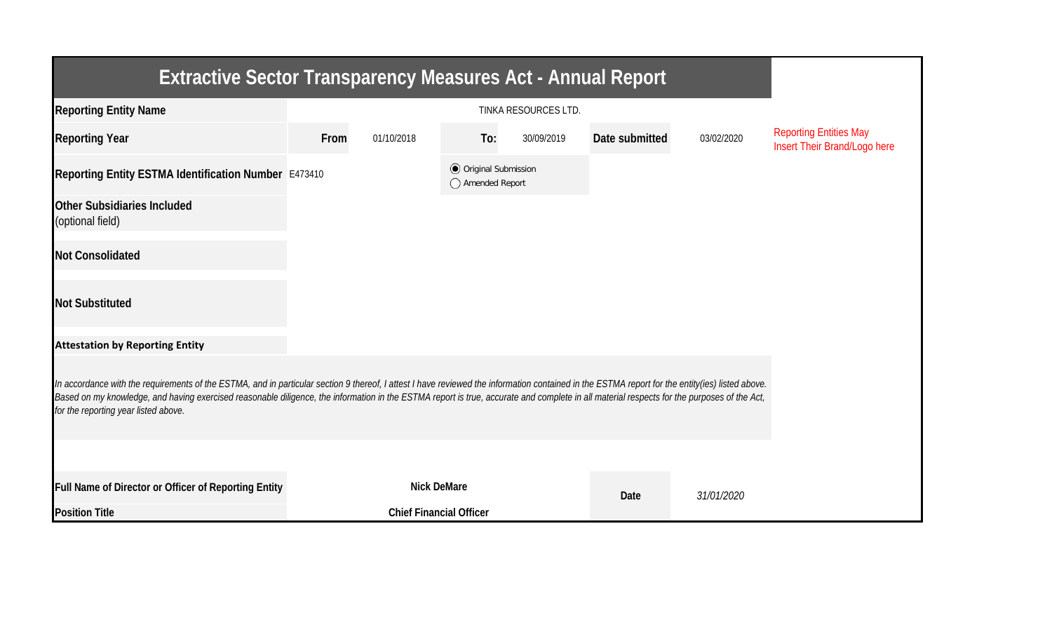# Extractive Sector Transparency Measures Act - Annual Report

| | | | | | | |
|---|---|---|---|---|---|---|
| **Reporting Entity Name** | TINKA RESOURCES LTD. | | | | | |
| **Reporting Year** | **From** | 01/10/2018 | **To:** | 30/09/2019 | **Date submitted** | 03/02/2020 |
| **Reporting Entity ESTMA Identification Number** | E473410 | | ◉ Original Submission ◯ Amended Report | | | |
| **Other Subsidiaries Included** (optional field) | | | | | | |
| **Not Consolidated** | | | | | | |
| **Not Substituted** | | | | | | |

Reporting Entities May Insert Their Brand/Logo here

**Attestation by Reporting Entity**

*In accordance with the requirements of the ESTMA, and in particular section 9 thereof, I attest I have reviewed the information contained in the ESTMA report for the entity(ies) listed above. Based on my knowledge, and having exercised reasonable diligence, the information in the ESTMA report is true, accurate and complete in all material respects for the purposes of the Act, for the reporting year listed above.*

| | | | |
|---|---|---|---|
| **Full Name of Director or Officer of Reporting Entity** | **Nick DeMare** | **Date** | *31/01/2020* |
| **Position Title** | **Chief Financial Officer** | | |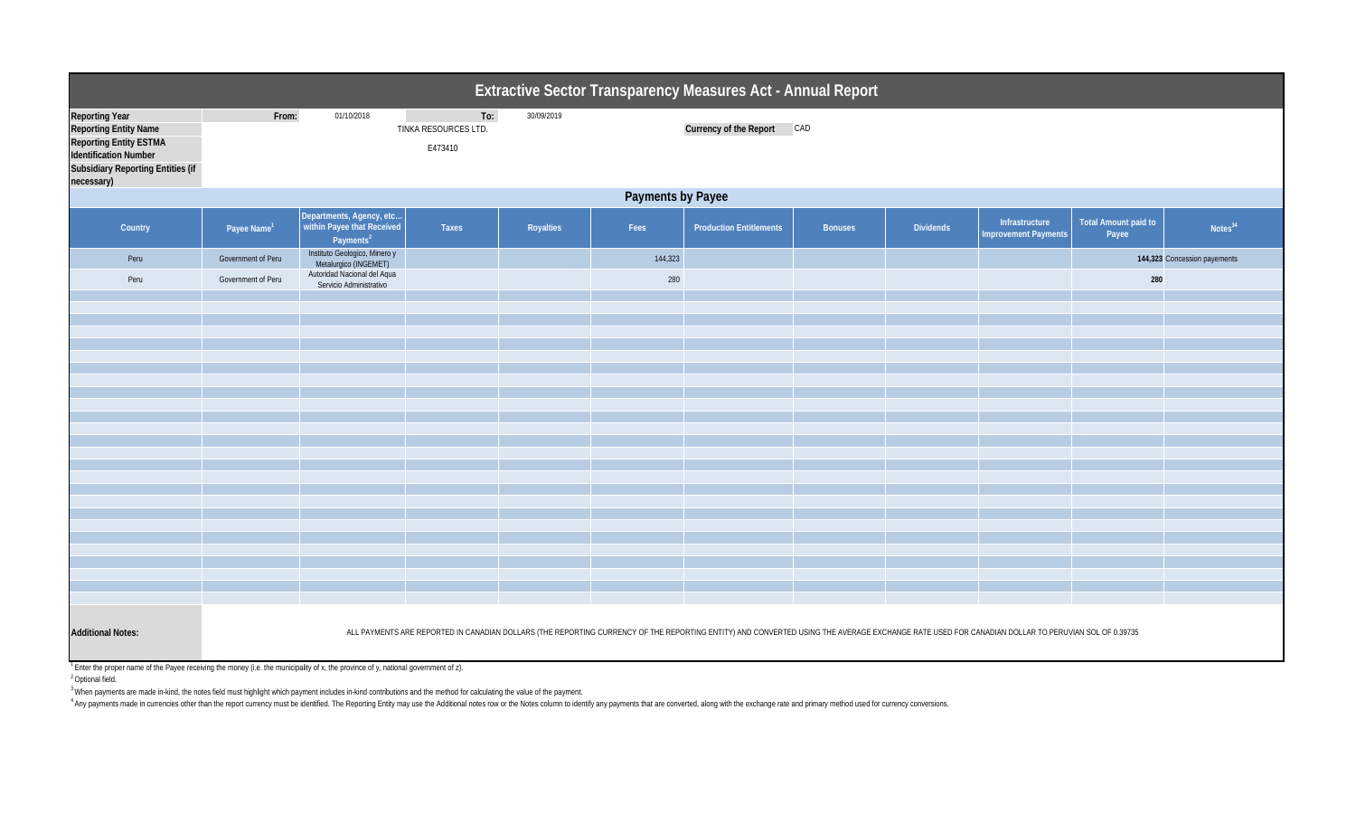# Extractive Sector Transparency Measures Act - Annual Report

| | | | | |
|---|---|---|---|---|
| **Reporting Year** | **From:** | 01/10/2018 | **To:** | 30/09/2019 |
| **Reporting Entity Name** | TINKA RESOURCES LTD. | | **Currency of the Report** | CAD |
| **Reporting Entity ESTMA Identification Number** | E473410 | | | |
| **Subsidiary Reporting Entities (if necessary)** | | | | |

## Payments by Payee

| Country | Payee Name[1] | Departments, Agency, etc... within Payee that Received Payments[2] | Taxes | Royalties | Fees | Production Entitlements | Bonuses | Dividends | Infrastructure Improvement Payments | Total Amount paid to Payee | Notes[34] |
|---|---|---|---|---|---|---|---|---|---|---|---|
| Peru | Government of Peru | Instituto Geologico, Minero y Metalurgico (INGEMET) | | | 144,323 | | | | | **144,323** | Concession payements |
| Peru | Government of Peru | Autoridad Nacional del Agua Servicio Administrativo | | | 280 | | | | | **280** | |

**Additional Notes:** ALL PAYMENTS ARE REPORTED IN CANADIAN DOLLARS (THE REPORTING CURRENCY OF THE REPORTING ENTITY) AND CONVERTED USING THE AVERAGE EXCHANGE RATE USED FOR CANADIAN DOLLAR TO PERUVIAN SOL OF 0.39735

[1] Enter the proper name of the Payee receiving the money (i.e. the municipality of x, the province of y, national government of z).

[2] Optional field.

[3] When payments are made in-kind, the notes field must highlight which payment includes in-kind contributions and the method for calculating the value of the payment.

[4] Any payments made in currencies other than the report currency must be identified. The Reporting Entity may use the Additional notes row or the Notes column to identify any payments that are converted, along with the exchange rate and primary method used for currency conversions.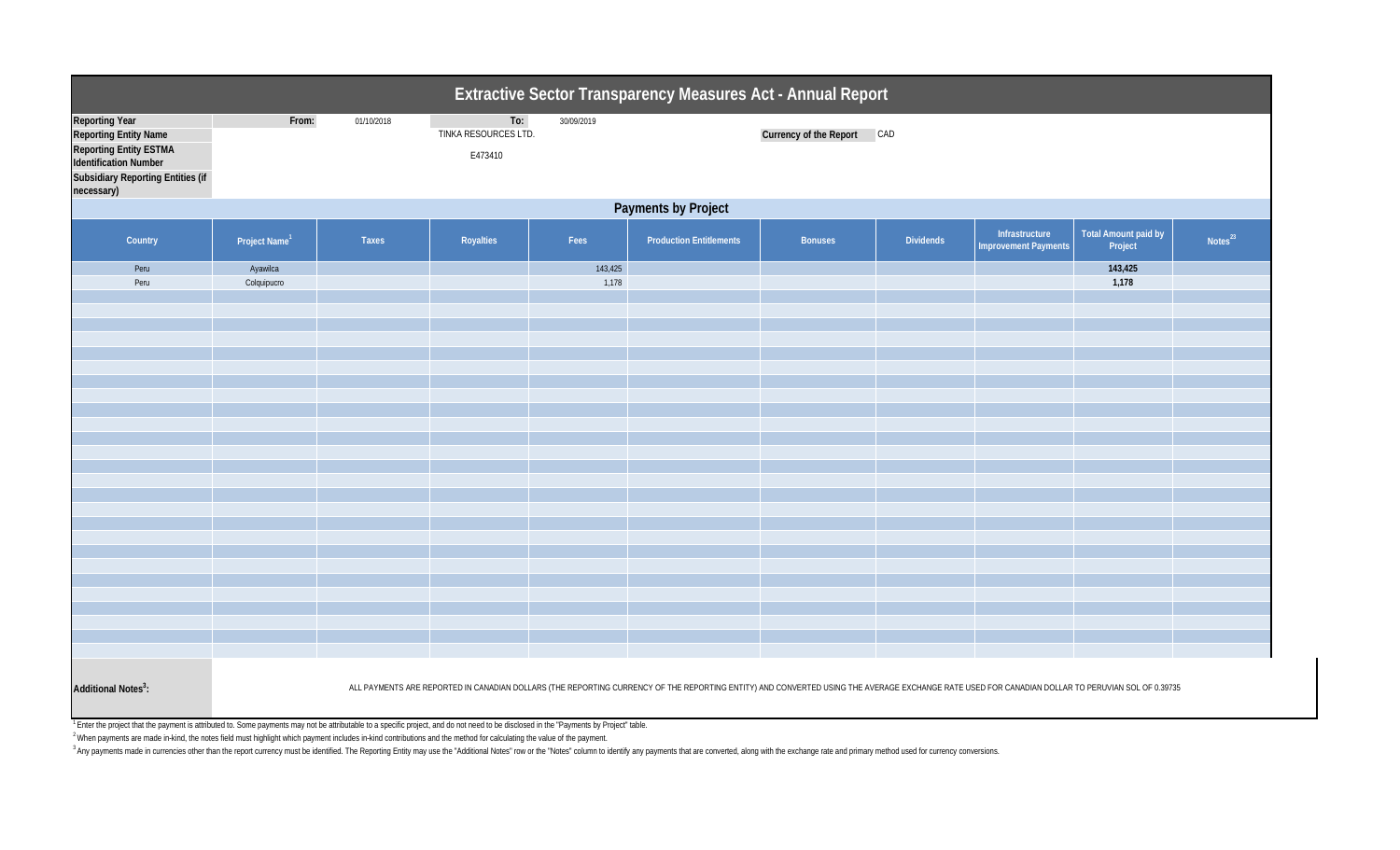# Extractive Sector Transparency Measures Act - Annual Report

| | | | | | |
|---|---|---|---|---|---|
| **Reporting Year** | From: | 01/10/2018 | To: | 30/09/2019 | |
| **Reporting Entity Name** | | TINKA RESOURCES LTD. | | **Currency of the Report** | CAD |
| **Reporting Entity ESTMA Identification Number** | | E473410 | | | |
| **Subsidiary Reporting Entities (if necessary)** | | | | | |

## Payments by Project

| Country | Project Name[1] | Taxes | Royalties | Fees | Production Entitlements | Bonuses | Dividends | Infrastructure Improvement Payments | Total Amount paid by Project | Notes[23] |
|---|---|---|---|---|---|---|---|---|---|---|
| Peru | Ayawilca | | | 143,425 | | | | | **143,425** | |
| Peru | Colquipucro | | | 1,178 | | | | | **1,178** | |

**Additional Notes[3]:** ALL PAYMENTS ARE REPORTED IN CANADIAN DOLLARS (THE REPORTING CURRENCY OF THE REPORTING ENTITY) AND CONVERTED USING THE AVERAGE EXCHANGE RATE USED FOR CANADIAN DOLLAR TO PERUVIAN SOL OF 0.39735

[1] Enter the project that the payment is attributed to. Some payments may not be attributable to a specific project, and do not need to be disclosed in the "Payments by Project" table.

[2] When payments are made in-kind, the notes field must highlight which payment includes in-kind contributions and the method for calculating the value of the payment.

[3] Any payments made in currencies other than the report currency must be identified. The Reporting Entity may use the "Additional Notes" row or the "Notes" column to identify any payments that are converted, along with the exchange rate and primary method used for currency conversions.